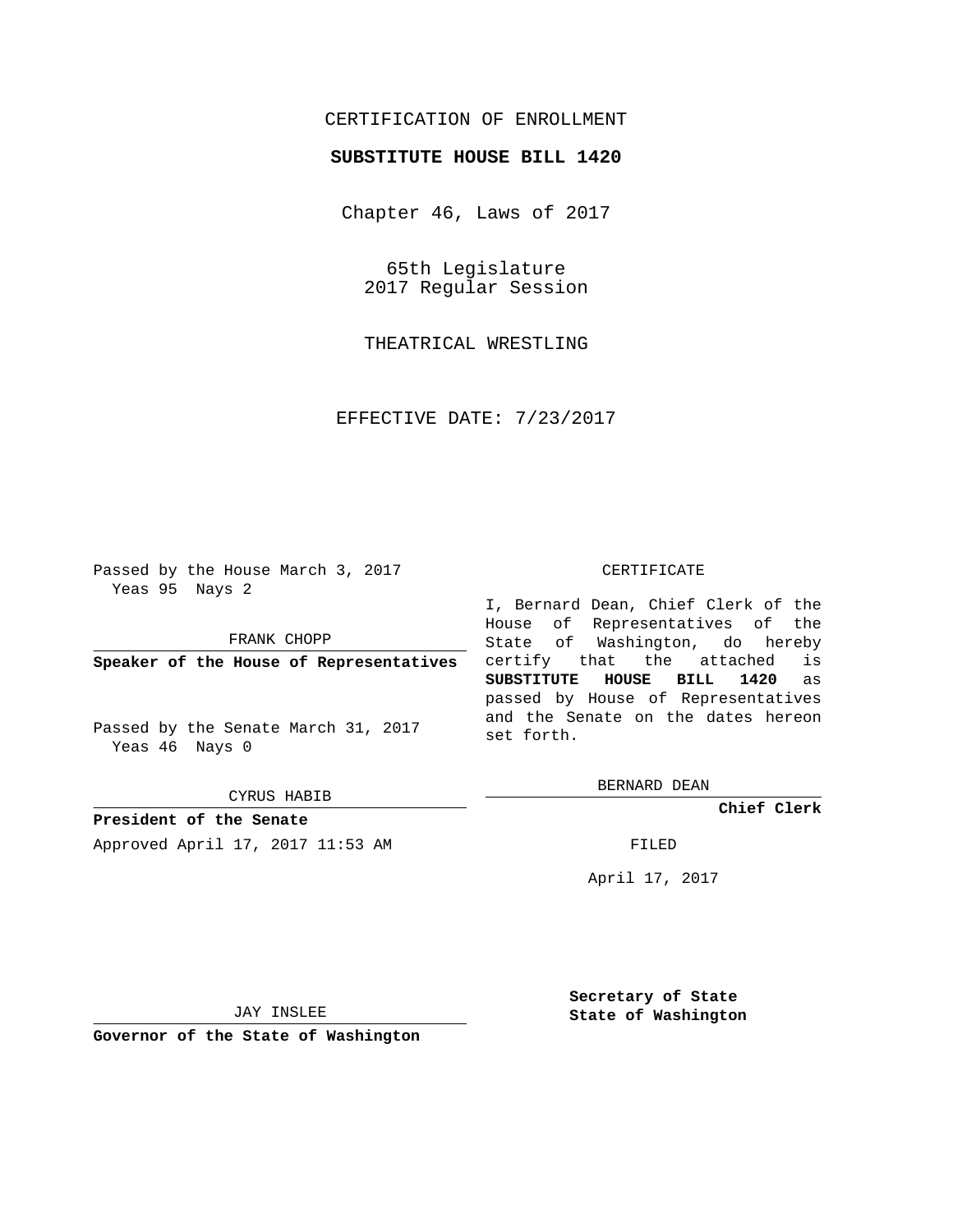# CERTIFICATION OF ENROLLMENT

## SUBSTITUTE HOUSE BILL 1420

Chapter 46, Laws of 2017

65th Legislature
2017 Regular Session

THEATRICAL WRESTLING

EFFECTIVE DATE: 7/23/2017

Passed by the House March 3, 2017
Yeas 95 Nays 2

FRANK CHOPP

**Speaker of the House of Representatives**

Passed by the Senate March 31, 2017
Yeas 46 Nays 0

CYRUS HABIB

**President of the Senate**

Approved April 17, 2017 11:53 AM

JAY INSLEE

**Governor of the State of Washington**

CERTIFICATE

I, Bernard Dean, Chief Clerk of the House of Representatives of the State of Washington, do hereby certify that the attached is **SUBSTITUTE HOUSE BILL 1420** as passed by House of Representatives and the Senate on the dates hereon set forth.

BERNARD DEAN

**Chief Clerk**

FILED

April 17, 2017

**Secretary of State**
**State of Washington**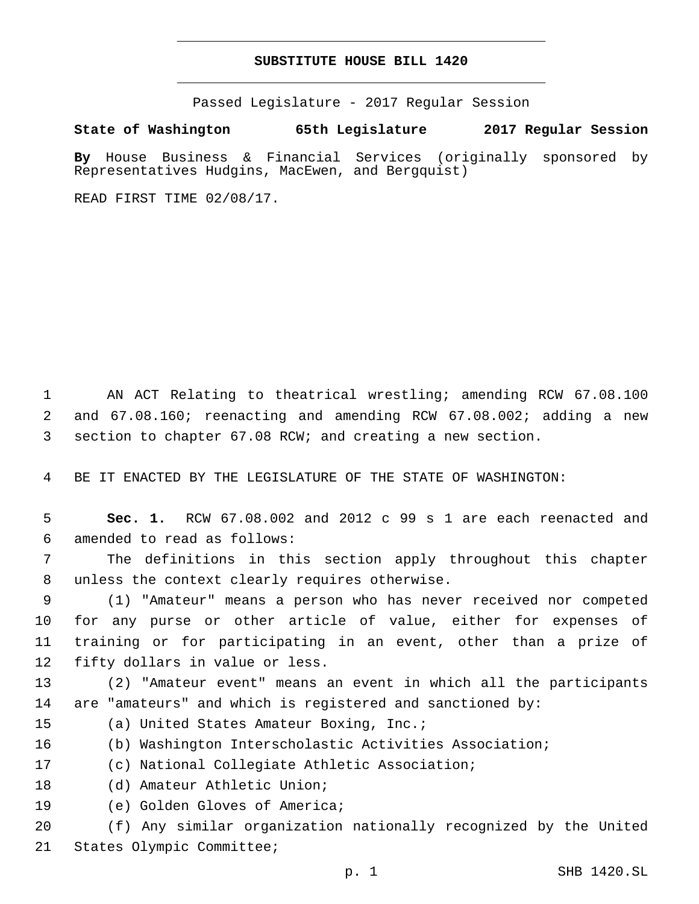# SUBSTITUTE HOUSE BILL 1420

Passed Legislature - 2017 Regular Session

**State of Washington 65th Legislature 2017 Regular Session**

**By** House Business & Financial Services (originally sponsored by Representatives Hudgins, MacEwen, and Bergquist)

READ FIRST TIME 02/08/17.

AN ACT Relating to theatrical wrestling; amending RCW 67.08.100 and 67.08.160; reenacting and amending RCW 67.08.002; adding a new section to chapter 67.08 RCW; and creating a new section.

BE IT ENACTED BY THE LEGISLATURE OF THE STATE OF WASHINGTON:

**Sec. 1.** RCW 67.08.002 and 2012 c 99 s 1 are each reenacted and amended to read as follows:

The definitions in this section apply throughout this chapter unless the context clearly requires otherwise.

(1) "Amateur" means a person who has never received nor competed for any purse or other article of value, either for expenses of training or for participating in an event, other than a prize of fifty dollars in value or less.

(2) "Amateur event" means an event in which all the participants are "amateurs" and which is registered and sanctioned by:

(a) United States Amateur Boxing, Inc.;

(b) Washington Interscholastic Activities Association;

(c) National Collegiate Athletic Association;

(d) Amateur Athletic Union;

(e) Golden Gloves of America;

(f) Any similar organization nationally recognized by the United States Olympic Committee;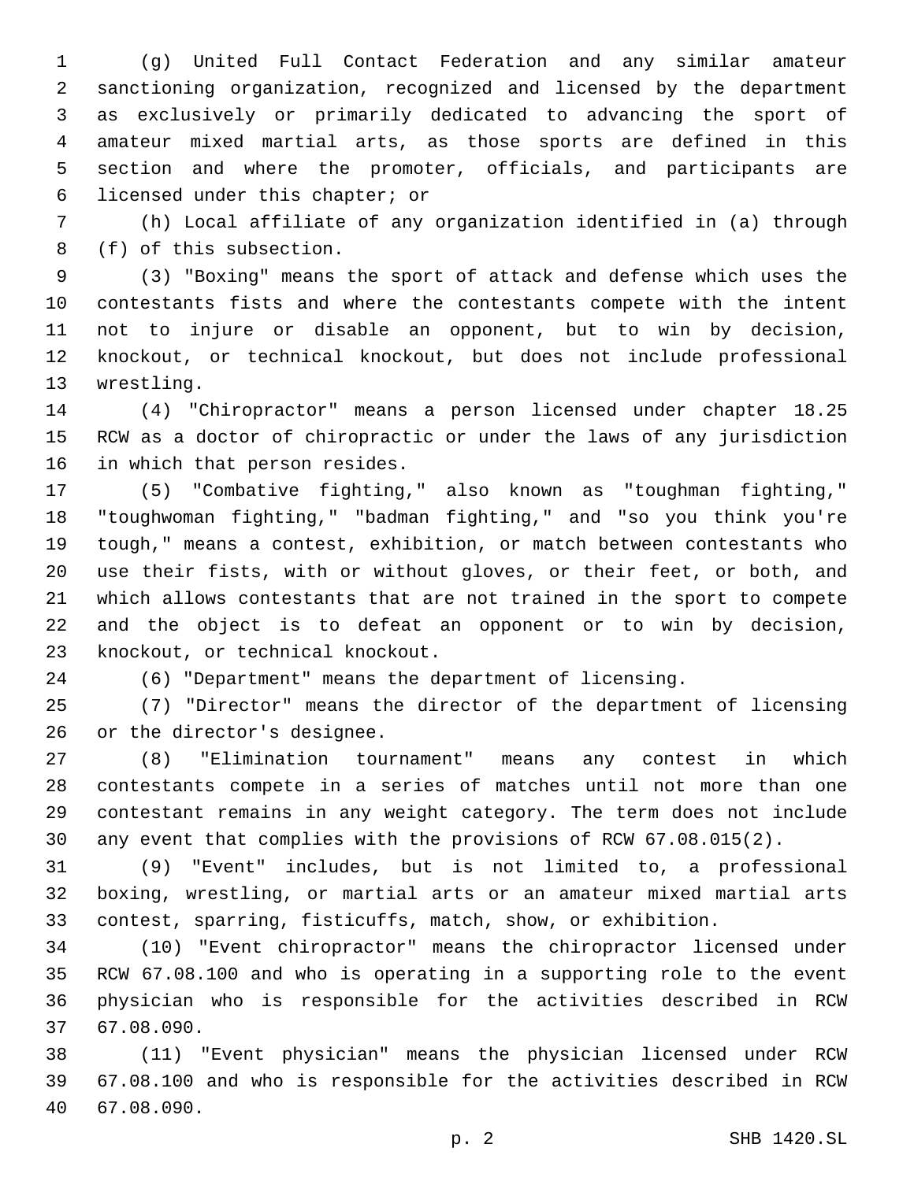(g) United Full Contact Federation and any similar amateur sanctioning organization, recognized and licensed by the department as exclusively or primarily dedicated to advancing the sport of amateur mixed martial arts, as those sports are defined in this section and where the promoter, officials, and participants are licensed under this chapter; or

(h) Local affiliate of any organization identified in (a) through (f) of this subsection.

(3) "Boxing" means the sport of attack and defense which uses the contestants fists and where the contestants compete with the intent not to injure or disable an opponent, but to win by decision, knockout, or technical knockout, but does not include professional wrestling.

(4) "Chiropractor" means a person licensed under chapter 18.25 RCW as a doctor of chiropractic or under the laws of any jurisdiction in which that person resides.

(5) "Combative fighting," also known as "toughman fighting," "toughwoman fighting," "badman fighting," and "so you think you're tough," means a contest, exhibition, or match between contestants who use their fists, with or without gloves, or their feet, or both, and which allows contestants that are not trained in the sport to compete and the object is to defeat an opponent or to win by decision, knockout, or technical knockout.

(6) "Department" means the department of licensing.

(7) "Director" means the director of the department of licensing or the director's designee.

(8) "Elimination tournament" means any contest in which contestants compete in a series of matches until not more than one contestant remains in any weight category. The term does not include any event that complies with the provisions of RCW 67.08.015(2).

(9) "Event" includes, but is not limited to, a professional boxing, wrestling, or martial arts or an amateur mixed martial arts contest, sparring, fisticuffs, match, show, or exhibition.

(10) "Event chiropractor" means the chiropractor licensed under RCW 67.08.100 and who is operating in a supporting role to the event physician who is responsible for the activities described in RCW 67.08.090.

(11) "Event physician" means the physician licensed under RCW 67.08.100 and who is responsible for the activities described in RCW 67.08.090.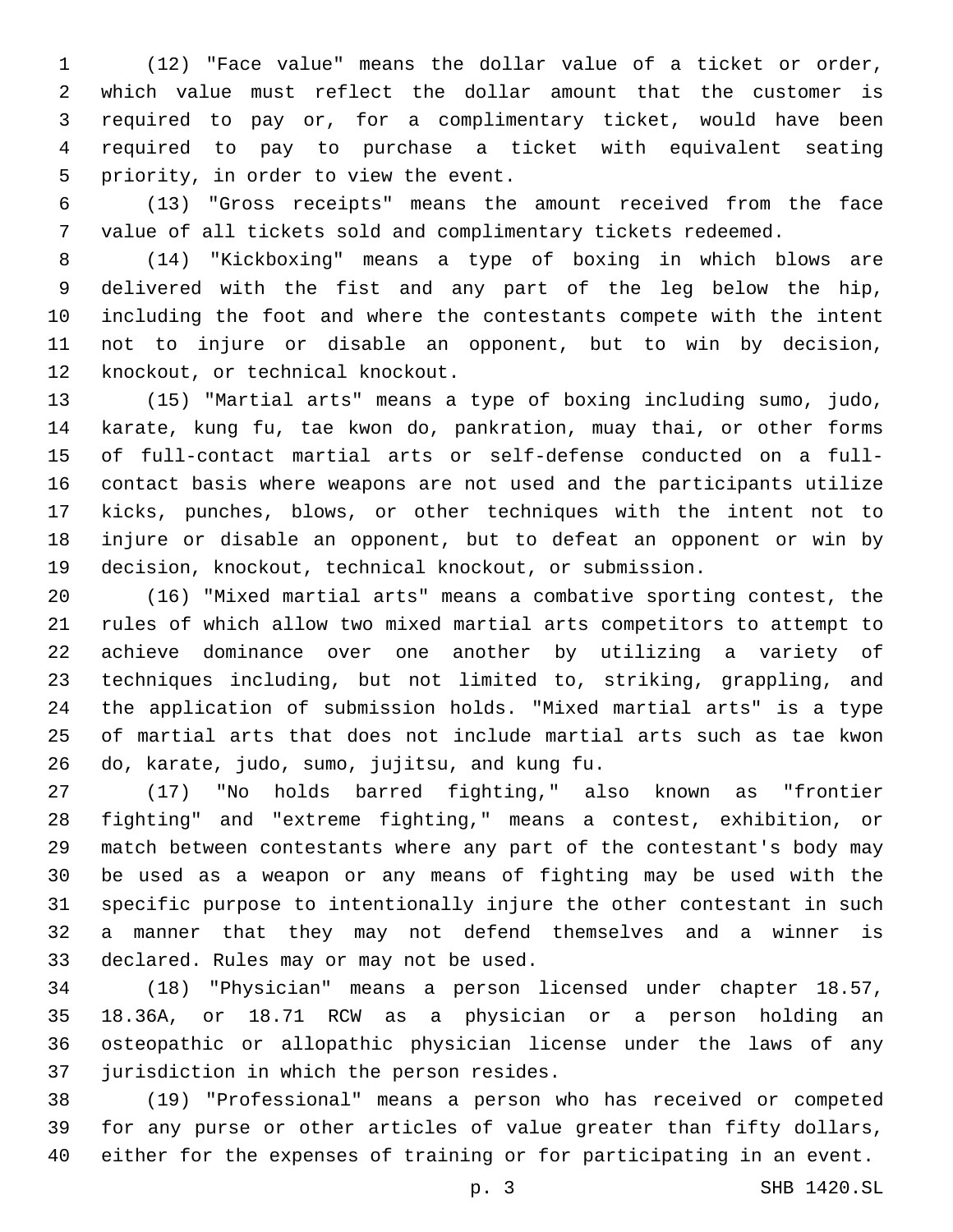(12) "Face value" means the dollar value of a ticket or order, which value must reflect the dollar amount that the customer is required to pay or, for a complimentary ticket, would have been required to pay to purchase a ticket with equivalent seating priority, in order to view the event.

(13) "Gross receipts" means the amount received from the face value of all tickets sold and complimentary tickets redeemed.

(14) "Kickboxing" means a type of boxing in which blows are delivered with the fist and any part of the leg below the hip, including the foot and where the contestants compete with the intent not to injure or disable an opponent, but to win by decision, knockout, or technical knockout.

(15) "Martial arts" means a type of boxing including sumo, judo, karate, kung fu, tae kwon do, pankration, muay thai, or other forms of full-contact martial arts or self-defense conducted on a full-contact basis where weapons are not used and the participants utilize kicks, punches, blows, or other techniques with the intent not to injure or disable an opponent, but to defeat an opponent or win by decision, knockout, technical knockout, or submission.

(16) "Mixed martial arts" means a combative sporting contest, the rules of which allow two mixed martial arts competitors to attempt to achieve dominance over one another by utilizing a variety of techniques including, but not limited to, striking, grappling, and the application of submission holds. "Mixed martial arts" is a type of martial arts that does not include martial arts such as tae kwon do, karate, judo, sumo, jujitsu, and kung fu.

(17) "No holds barred fighting," also known as "frontier fighting" and "extreme fighting," means a contest, exhibition, or match between contestants where any part of the contestant's body may be used as a weapon or any means of fighting may be used with the specific purpose to intentionally injure the other contestant in such a manner that they may not defend themselves and a winner is declared. Rules may or may not be used.

(18) "Physician" means a person licensed under chapter 18.57, 18.36A, or 18.71 RCW as a physician or a person holding an osteopathic or allopathic physician license under the laws of any jurisdiction in which the person resides.

(19) "Professional" means a person who has received or competed for any purse or other articles of value greater than fifty dollars, either for the expenses of training or for participating in an event.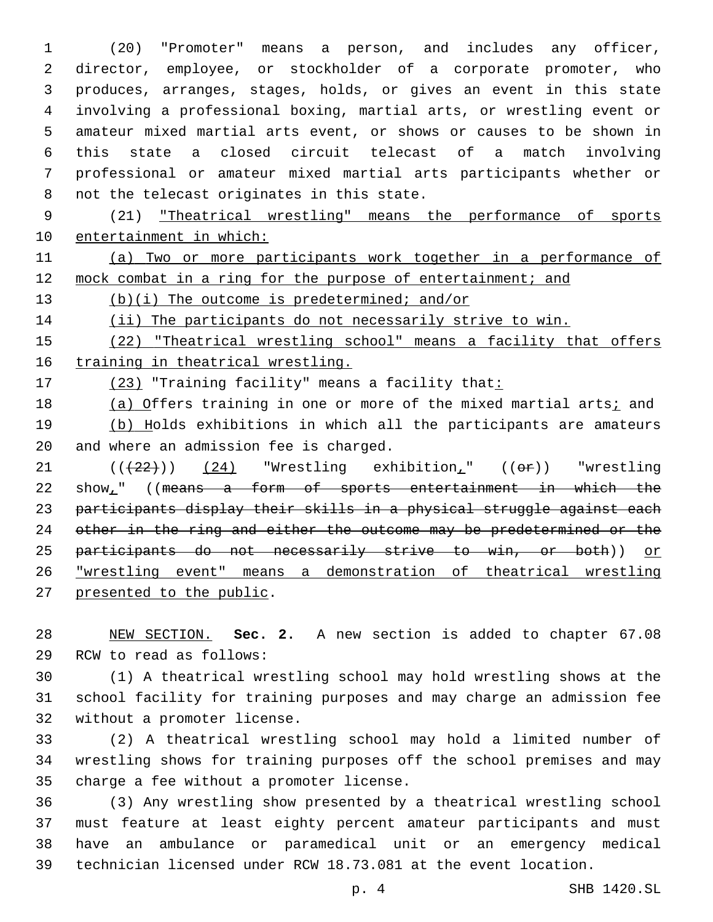(20) "Promoter" means a person, and includes any officer, director, employee, or stockholder of a corporate promoter, who produces, arranges, stages, holds, or gives an event in this state involving a professional boxing, martial arts, or wrestling event or amateur mixed martial arts event, or shows or causes to be shown in this state a closed circuit telecast of a match involving professional or amateur mixed martial arts participants whether or not the telecast originates in this state.

(21) <u>"Theatrical wrestling" means the performance of sports entertainment in which:</u>

<u>(a) Two or more participants work together in a performance of mock combat in a ring for the purpose of entertainment; and</u>

<u>(b)(i) The outcome is predetermined; and/or</u>

<u>(ii) The participants do not necessarily strive to win.</u>

<u>(22) "Theatrical wrestling school" means a facility that offers training in theatrical wrestling.</u>

<u>(23)</u> "Training facility" means a facility that<u>:</u>

<u>(a) O</u>ffers training in one or more of the mixed martial arts<u>;</u> and

<u>(b) H</u>olds exhibitions in which all the participants are amateurs and where an admission fee is charged.

((~~(22)~~)) <u>(24)</u> "Wrestling exhibition<u>,</u>" ((~~or~~)) "wrestling show<u>,</u>" ((~~means a form of sports entertainment in which the participants display their skills in a physical struggle against each other in the ring and either the outcome may be predetermined or the participants do not necessarily strive to win, or both~~)) <u>or "wrestling event" means a demonstration of theatrical wrestling presented to the public</u>.

<u>NEW SECTION.</u> **Sec. 2.** A new section is added to chapter 67.08 RCW to read as follows:

(1) A theatrical wrestling school may hold wrestling shows at the school facility for training purposes and may charge an admission fee without a promoter license.

(2) A theatrical wrestling school may hold a limited number of wrestling shows for training purposes off the school premises and may charge a fee without a promoter license.

(3) Any wrestling show presented by a theatrical wrestling school must feature at least eighty percent amateur participants and must have an ambulance or paramedical unit or an emergency medical technician licensed under RCW 18.73.081 at the event location.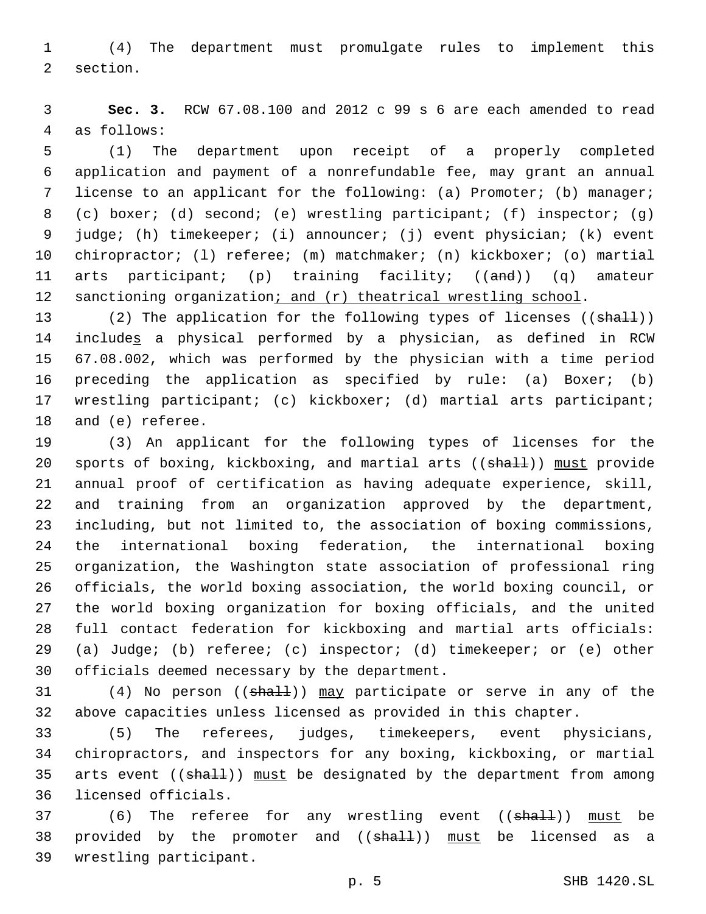(4) The department must promulgate rules to implement this section.

**Sec. 3.** RCW 67.08.100 and 2012 c 99 s 6 are each amended to read as follows:

(1) The department upon receipt of a properly completed application and payment of a nonrefundable fee, may grant an annual license to an applicant for the following: (a) Promoter; (b) manager; (c) boxer; (d) second; (e) wrestling participant; (f) inspector; (g) judge; (h) timekeeper; (i) announcer; (j) event physician; (k) event chiropractor; (l) referee; (m) matchmaker; (n) kickboxer; (o) martial arts participant; (p) training facility; ((~~and~~)) (q) amateur sanctioning organization<u>; and (r) theatrical wrestling school</u>.

(2) The application for the following types of licenses ((~~shall~~)) include<u>s</u> a physical performed by a physician, as defined in RCW 67.08.002, which was performed by the physician with a time period preceding the application as specified by rule: (a) Boxer; (b) wrestling participant; (c) kickboxer; (d) martial arts participant; and (e) referee.

(3) An applicant for the following types of licenses for the sports of boxing, kickboxing, and martial arts ((~~shall~~)) <u>must</u> provide annual proof of certification as having adequate experience, skill, and training from an organization approved by the department, including, but not limited to, the association of boxing commissions, the international boxing federation, the international boxing organization, the Washington state association of professional ring officials, the world boxing association, the world boxing council, or the world boxing organization for boxing officials, and the united full contact federation for kickboxing and martial arts officials: (a) Judge; (b) referee; (c) inspector; (d) timekeeper; or (e) other officials deemed necessary by the department.

(4) No person ((~~shall~~)) <u>may</u> participate or serve in any of the above capacities unless licensed as provided in this chapter.

(5) The referees, judges, timekeepers, event physicians, chiropractors, and inspectors for any boxing, kickboxing, or martial arts event ((~~shall~~)) <u>must</u> be designated by the department from among licensed officials.

(6) The referee for any wrestling event ((~~shall~~)) <u>must</u> be provided by the promoter and ((~~shall~~)) <u>must</u> be licensed as a wrestling participant.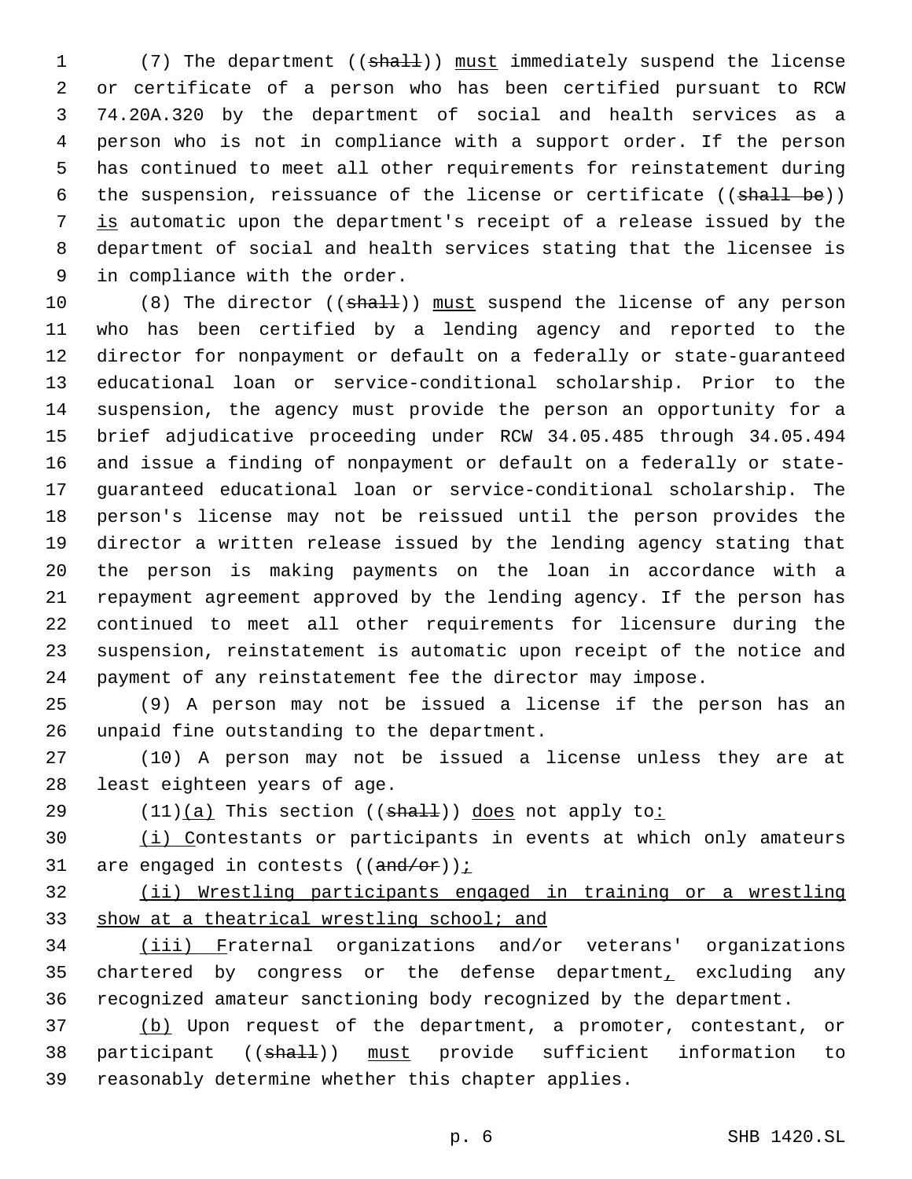(7) The department ((~~shall~~)) must immediately suspend the license or certificate of a person who has been certified pursuant to RCW 74.20A.320 by the department of social and health services as a person who is not in compliance with a support order. If the person has continued to meet all other requirements for reinstatement during the suspension, reissuance of the license or certificate ((~~shall be~~)) is automatic upon the department's receipt of a release issued by the department of social and health services stating that the licensee is in compliance with the order.

(8) The director ((~~shall~~)) must suspend the license of any person who has been certified by a lending agency and reported to the director for nonpayment or default on a federally or state-guaranteed educational loan or service-conditional scholarship. Prior to the suspension, the agency must provide the person an opportunity for a brief adjudicative proceeding under RCW 34.05.485 through 34.05.494 and issue a finding of nonpayment or default on a federally or state-guaranteed educational loan or service-conditional scholarship. The person's license may not be reissued until the person provides the director a written release issued by the lending agency stating that the person is making payments on the loan in accordance with a repayment agreement approved by the lending agency. If the person has continued to meet all other requirements for licensure during the suspension, reinstatement is automatic upon receipt of the notice and payment of any reinstatement fee the director may impose.

(9) A person may not be issued a license if the person has an unpaid fine outstanding to the department.

(10) A person may not be issued a license unless they are at least eighteen years of age.

(11)(a) This section ((~~shall~~)) does not apply to:

(i) Contestants or participants in events at which only amateurs are engaged in contests ((~~and/or~~));

(ii) Wrestling participants engaged in training or a wrestling show at a theatrical wrestling school; and

(iii) Fraternal organizations and/or veterans' organizations chartered by congress or the defense department, excluding any recognized amateur sanctioning body recognized by the department.

(b) Upon request of the department, a promoter, contestant, or participant ((~~shall~~)) must provide sufficient information to reasonably determine whether this chapter applies.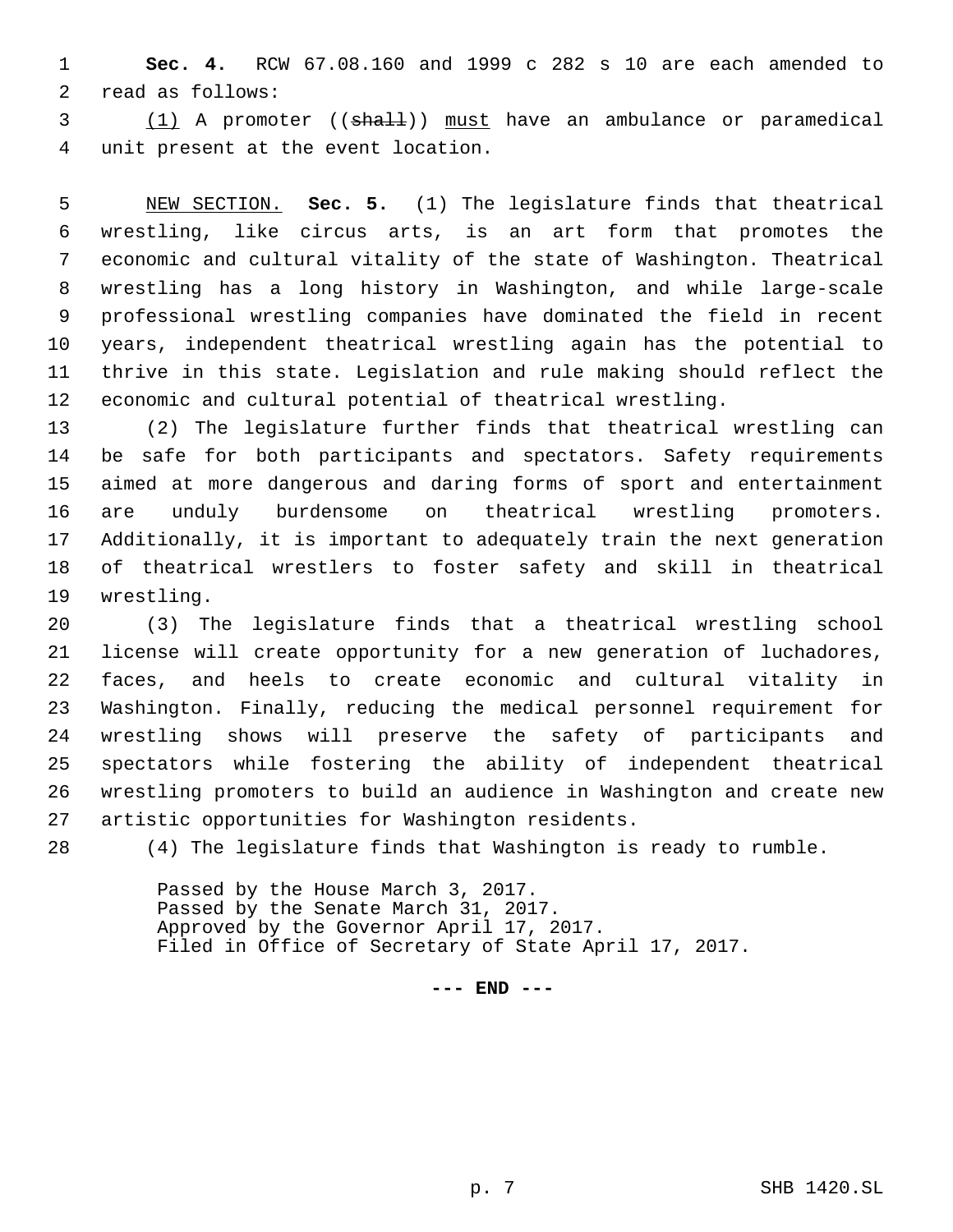**Sec. 4.** RCW 67.08.160 and 1999 c 282 s 10 are each amended to read as follows:

(1) A promoter ((~~shall~~)) must have an ambulance or paramedical unit present at the event location.

NEW SECTION. **Sec. 5.** (1) The legislature finds that theatrical wrestling, like circus arts, is an art form that promotes the economic and cultural vitality of the state of Washington. Theatrical wrestling has a long history in Washington, and while large-scale professional wrestling companies have dominated the field in recent years, independent theatrical wrestling again has the potential to thrive in this state. Legislation and rule making should reflect the economic and cultural potential of theatrical wrestling.

(2) The legislature further finds that theatrical wrestling can be safe for both participants and spectators. Safety requirements aimed at more dangerous and daring forms of sport and entertainment are unduly burdensome on theatrical wrestling promoters. Additionally, it is important to adequately train the next generation of theatrical wrestlers to foster safety and skill in theatrical wrestling.

(3) The legislature finds that a theatrical wrestling school license will create opportunity for a new generation of luchadores, faces, and heels to create economic and cultural vitality in Washington. Finally, reducing the medical personnel requirement for wrestling shows will preserve the safety of participants and spectators while fostering the ability of independent theatrical wrestling promoters to build an audience in Washington and create new artistic opportunities for Washington residents.

(4) The legislature finds that Washington is ready to rumble.

Passed by the House March 3, 2017.
Passed by the Senate March 31, 2017.
Approved by the Governor April 17, 2017.
Filed in Office of Secretary of State April 17, 2017.

**--- END ---**